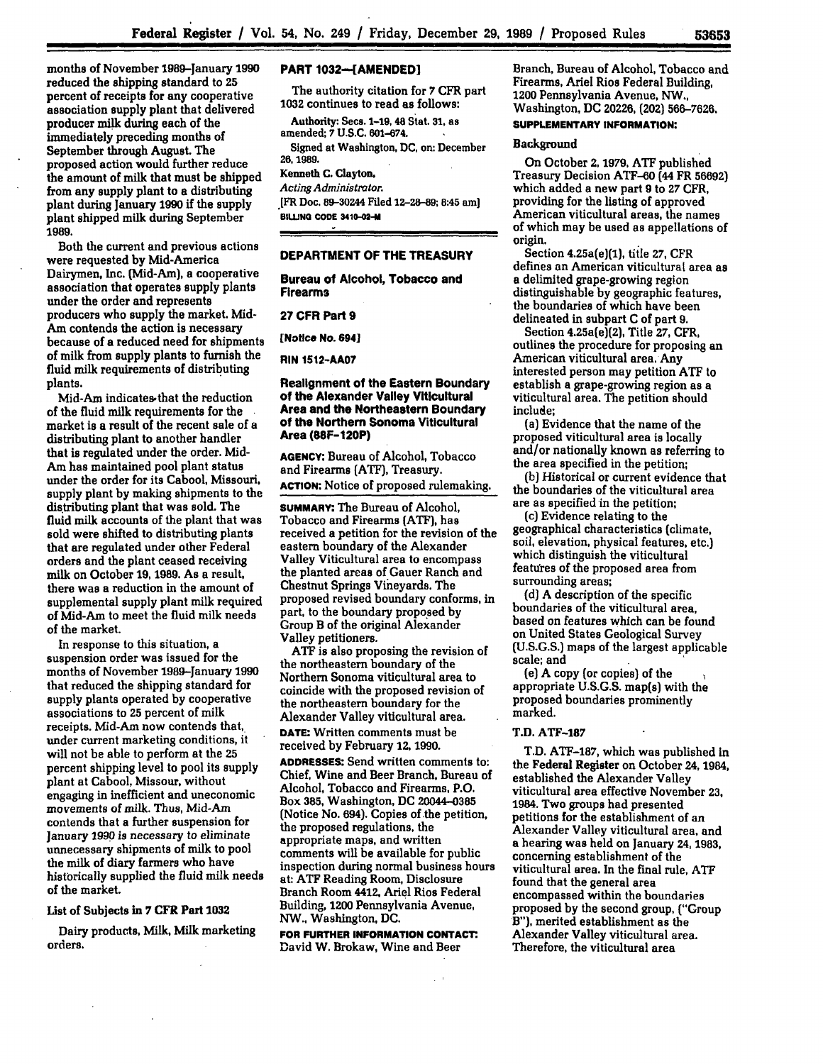months of November 1989–January 1990 reduced the shipping standard to 25 percent of receipts for any cooperative association supply plant that delivered producer milk during each of the immediately preceding months of September through August. The proposed action would further reduce the amount of milk that must be shipped from any supply plant to a distributing plant during January 1990 if the supply plant shipped milk during September 1989.

Both the current and previous actions were requested by Mid-America Dairymen, Inc. (Mid-Am), a cooperative association that operates supply plants under the order and represents producers who supply the market. Mid-Am contends the action is necessary because of a reduced need for shipments of milk from supply plants to furnish the fluid milk requirements of distributing plants.

Mid-Am indicates that the reduction of the fluid milk requirements for the market is a result of the recent sale of a distributing plant to another handler that is regulated under the order. Mid-Am has maintained pool plant status under the order for its Cabool, Missouri, supply plant by making shipments to the distributing plant that was sold. The fluid milk accounts of the plant that was sold were shifted to distributing plants that are regulated under other Federal orders and the plant ceased receiving milk on October 19, 1989. As a result, there was a reduction in the amount of supplemental supply plant milk required of Mid-Am to meet the fluid milk needs of the market.

In response to this situation, a suspension order was issued for the months of November 1989–January 1990 that reduced the shipping standard for supply plants operated by cooperative associations to 25 percent of milk receipts. Mid-Am now contends that, under current marketing conditions, it will not be able to perform at the 25 percent shipping level to pool its supply plant at Cabool, Missour, without engaging in inefficient and uneconomic movements of milk. Thus, Mid-Am contends that a further suspension for January 1990 is necessary to eliminate unnecessary shipments of milk to pool the milk of diary farmers who have historically supplied the fluid milk needs of the market.

### List of Subjects in 7 CFR Part 1032

Dairy products, Milk, Milk marketing orders.

## PART 1032—[AMENDED]

The authority citation for 7 CFR part 1032 continues to read as follows:

Authority: Secs. 1-19, 48 Stat. 31, as amended; 7 U.S.C. 601-674.

Signed at Washington, DC, on: December 26, 1989.

**Kenneth C. Clayton,**

*Acting Administrator.*

[FR Doc. 89-30244 Filed 12-28-89; 8:45 am]

**BILLING CODE 3410-02-M**

---

## DEPARTMENT OF THE TREASURY

## Bureau of Alcohol, Tobacco and Firearms

## 27 CFR Part 9

**[Notice No. 694]**

**RIN 1512-AA07**

## Realignment of the Eastern Boundary of the Alexander Valley Viticultural Area and the Northeastern Boundary of the Northern Sonoma Viticultural Area (88F-120P)

**AGENCY:** Bureau of Alcohol, Tobacco and Firearms (ATF), Treasury.

**ACTION:** Notice of proposed rulemaking.

**SUMMARY:** The Bureau of Alcohol, Tobacco and Firearms (ATF), has received a petition for the revision of the eastern boundary of the Alexander Valley Viticultural area to encompass the planted areas of Gauer Ranch and Chestnut Springs Vineyards. The proposed revised boundary conforms, in part, to the boundary proposed by Group B of the original Alexander Valley petitioners.

ATF is also proposing the revision of the northeastern boundary of the Northern Sonoma viticultural area to coincide with the proposed revision of the northeastern boundary for the Alexander Valley viticultural area.

**DATE:** Written comments must be received by February 12, 1990.

**ADDRESSES:** Send written comments to: Chief, Wine and Beer Branch, Bureau of Alcohol, Tobacco and Firearms, P.O. Box 385, Washington, DC 20044-0385 (Notice No. 694). Copies of the petition, the proposed regulations, the appropriate maps, and written comments will be available for public inspection during normal business hours at: ATF Reading Room, Disclosure Branch Room 4412, Ariel Rios Federal Building, 1200 Pennsylvania Avenue, NW., Washington, DC.

**FOR FURTHER INFORMATION CONTACT:** David W. Brokaw, Wine and Beer Branch, Bureau of Alcohol, Tobacco and Firearms, Ariel Rios Federal Building, 1200 Pennsylvania Avenue, NW., Washington, DC 20226, (202) 566-7626.

**SUPPLEMENTARY INFORMATION:**

### Background

On October 2, 1979, ATF published Treasury Decision ATF-60 (44 FR 56692) which added a new part 9 to 27 CFR, providing for the listing of approved American viticultural areas, the names of which may be used as appellations of origin.

Section 4.25a(e)(1), title 27, CFR defines an American viticultural area as a delimited grape-growing region distinguishable by geographic features, the boundaries of which have been delineated in subpart C of part 9.

Section 4.25a(e)(2), Title 27, CFR, outlines the procedure for proposing an American viticultural area. Any interested person may petition ATF to establish a grape-growing region as a viticultural area. The petition should include;

(a) Evidence that the name of the proposed viticultural area is locally and/or nationally known as referring to the area specified in the petition;

(b) Historical or current evidence that the boundaries of the viticultural area are as specified in the petition;

(c) Evidence relating to the geographical characteristics (climate, soil, elevation, physical features, etc.) which distinguish the viticultural features of the proposed area from surrounding areas;

(d) A description of the specific boundaries of the viticultural area, based on features which can be found on United States Geological Survey (U.S.G.S.) maps of the largest applicable scale; and

(e) A copy (or copies) of the appropriate U.S.G.S. map(s) with the proposed boundaries prominently marked.

### T.D. ATF-187

T.D. ATF-187, which was published in the Federal Register on October 24, 1984, established the Alexander Valley viticultural area effective November 23, 1984. Two groups had presented petitions for the establishment of an Alexander Valley viticultural area, and a hearing was held on January 24, 1983, concerning establishment of the viticultural area. In the final rule, ATF found that the general area encompassed within the boundaries proposed by the second group, ("Group B"), merited establishment as the Alexander Valley viticultural area. Therefore, the viticultural area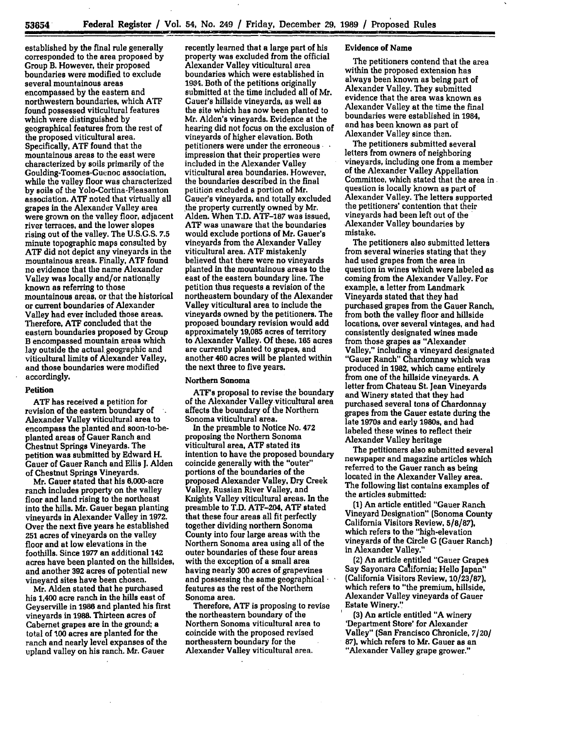established by the final rule generally corresponded to the area proposed by Group B. However, their proposed boundaries were modified to exclude several mountainous areas encompassed by the eastern and northwestern boundaries, which ATF found possessed viticultural features which were distinguished by geographical features from the rest of the proposed viticultural area. Specifically, ATF found that the mountainous areas to the east were characterized by soils primarily of the Goulding-Toomes-Guenoc association, while the valley floor was characterized by soils of the Yolo-Cortina-Pleasanton association. ATF noted that virtually all grapes in the Alexander Valley area were grown on the valley floor, adjacent river terraces, and the lower slopes rising out of the valley. The U.S.G.S. 7.5 minute topographic maps consulted by ATF did not depict any vineyards in the mountainous areas. Finally, ATF found no evidence that the name Alexander Valley was locally and/or nationally known as referring to those mountainous areas, or that the historical or current boundaries of Alexander Valley had ever included those areas. Therefore, ATF concluded that the eastern boundaries proposed by Group B encompassed mountain areas which lay outside the actual geographic and viticultural limits of Alexander Valley, and those boundaries were modified accordingly.

### Petition

ATF has received a petition for revision of the eastern boundary of Alexander Valley viticultural area to encompass the planted and soon-to-be-planted areas of Gauer Ranch and Chestnut Springs Vineyards. The petition was submitted by Edward H. Gauer of Gauer Ranch and Ellis J. Alden of Chestnut Springs Vineyards.

Mr. Gauer stated that his 6,000-acre ranch includes property on the valley floor and land rising to the northeast into the hills. Mr. Gauer began planting vineyards in Alexander Valley in 1972. Over the next five years he established 251 acres of vineyards on the valley floor and at low elevations in the foothills. Since 1977 an additional 142 acres have been planted on the hillsides, and another 392 acres of potential new vineyard sites have been chosen.

Mr. Alden stated that he purchased his 1,400 acre ranch in the hills east of Geyserville in 1986 and planted his first vineyards in 1988. Thirteen acres of Cabernet grapes are in the ground; a total of 100 acres are planted for the ranch and nearly level expanses of the upland valley on his ranch. Mr. Gauer recently learned that a large part of his property was excluded from the official Alexander Valley viticultural area boundaries which were established in 1984. Both of the petitions originally submitted at the time included all of Mr. Gauer's hillside vineyards, as well as the site which has now been planted to Mr. Alden's vineyards. Evidence at the hearing did not focus on the exclusion of vineyards of higher elevation. Both petitioners were under the erroneous impression that their properties were included in the Alexander Valley viticultural area boundaries. However, the boundaries described in the final petition excluded a portion of Mr. Gauer's vineyards, and totally excluded the property currently owned by Mr. Alden. When T.D. ATF-187 was issued, ATF was unaware that the boundaries would exclude portions of Mr. Gauer's vineyards from the Alexander Valley viticultural area. ATF mistakenly believed that there were no vineyards planted in the mountainous areas to the east of the eastern boundary line. The petition thus requests a revision of the northeastern boundary of the Alexander Valley viticultural area to include the vineyards owned by the petitioners. The proposed boundary revision would add approximately 19,085 acres of territory to Alexander Valley. Of these, 165 acres are currently planted to grapes, and another 460 acres will be planted within the next three to five years.

### Northern Sonoma

ATF's proposal to revise the boundary of the Alexander Valley viticultural area affects the boundary of the Northern Sonoma viticultural area.

In the preamble to Notice No. 472 proposing the Northern Sonoma viticultural area, ATF stated its intention to have the proposed boundary coincide generally with the "outer" portions of the boundaries of the proposed Alexander Valley, Dry Creek Valley, Russian River Valley, and Knights Valley viticultural areas. In the preamble to T.D. ATF-204, ATF stated that these four areas all fit perfectly together dividing northern Sonoma County into four large areas with the Northern Sonoma area using all of the outer boundaries of these four areas with the exception of a small area having nearly 300 acres of grapevines and possessing the same geographical features as the rest of the Northern Sonoma area.

Therefore, ATF is proposing to revise the northeastern boundary of the Northern Sonoma viticultural area to coincide with the proposed revised northeastern boundary for the Alexander Valley viticultural area.

### Evidence of Name

The petitioners contend that the area within the proposed extension has always been known as being part of Alexander Valley. They submitted evidence that the area was known as Alexander Valley at the time the final boundaries were established in 1984, and has been known as part of Alexander Valley since then.

The petitioners submitted several letters from owners of neighboring vineyards, including one from a member of the Alexander Valley Appellation Committee, which stated that the area in question is locally known as part of Alexander Valley. The letters supported the petitioners' contention that their vineyards had been left out of the Alexander Valley boundaries by mistake.

The petitioners also submitted letters from several wineries stating that they had used grapes from the area in question in wines which were labeled as coming from the Alexander Valley. For example, a letter from Landmark Vineyards stated that they had purchased grapes from the Gauer Ranch, from both the valley floor and hillside locations, over several vintages, and had consistently designated wines made from those grapes as "Alexander Valley," including a vineyard designated "Gauer Ranch" Chardonnay which was produced in 1982, which came entirely from one of the hillside vineyards. A letter from Chateau St. Jean Vineyards and Winery stated that they had purchased several tons of Chardonnay grapes from the Gauer estate during the late 1970s and early 1980s, and had labeled these wines to reflect their Alexander Valley heritage

The petitioners also submitted several newspaper and magazine articles which referred to the Gauer ranch as being located in the Alexander Valley area. The following list contains examples of the articles submitted:

(1) An article entitled "Gauer Ranch Vineyard Designation" (Sonoma County California Visitors Review, 5/8/87), which refers to the "high-elevation vineyards of the Circle G (Gauer Ranch) in Alexander Valley."

(2) An article entitled "Gauer Grapes Say Sayonara California; Hello Japan" (California Visitors Review, 10/23/87), which refers to "the premium, hillside, Alexander Valley vineyards of Gauer Estate Winery."

(3) An article entitled "A winery 'Department Store' for Alexander Valley" (San Francisco Chronicle, 7/20/87), which refers to Mr. Gauer as an "Alexander Valley grape grower."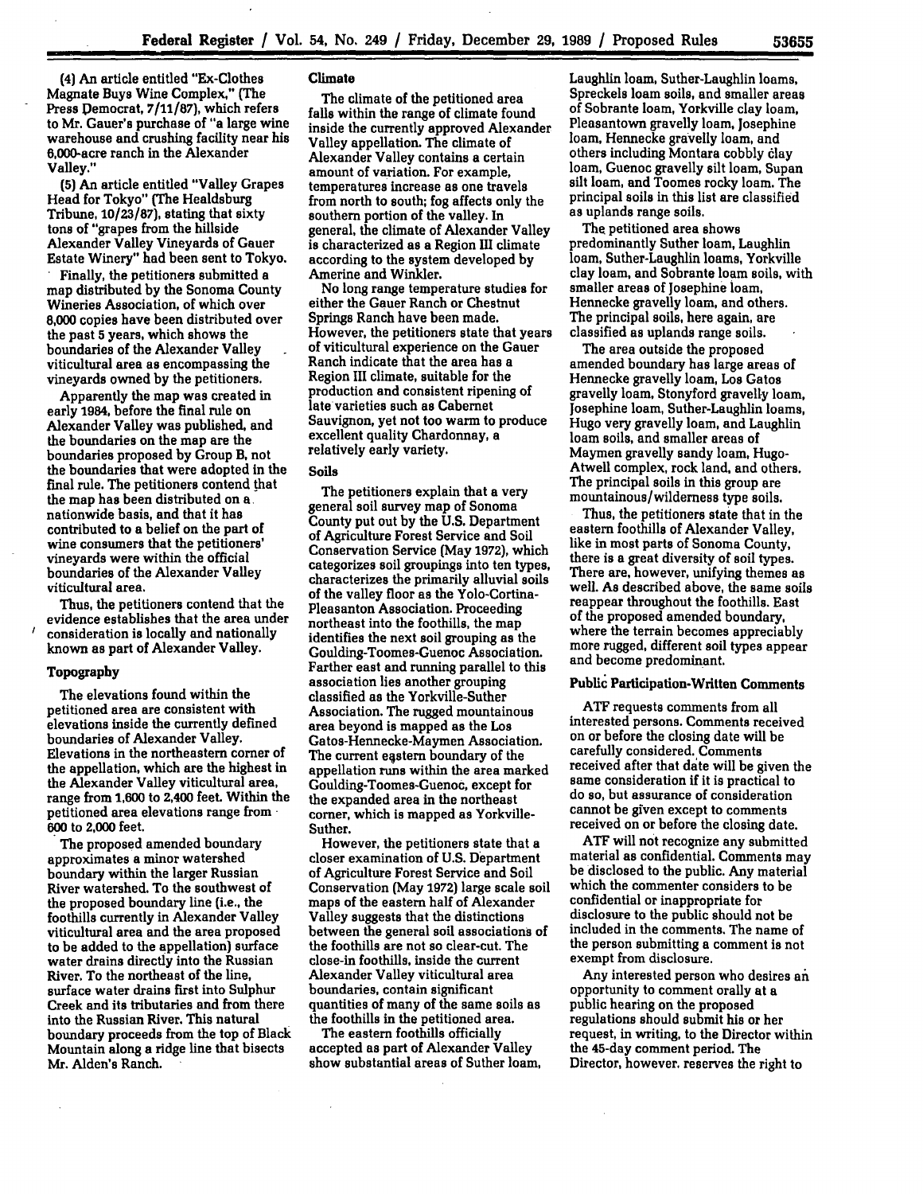(4) An article entitled "Ex-Clothes Magnate Buys Wine Complex," (The Press Democrat, 7/11/87), which refers to Mr. Gauer's purchase of "a large wine warehouse and crushing facility near his 6,000-acre ranch in the Alexander Valley."

(5) An article entitled "Valley Grapes Head for Tokyo" (The Healdsburg Tribune, 10/23/87), stating that sixty tons of "grapes from the hillside Alexander Valley Vineyards of Gauer Estate Winery" had been sent to Tokyo.

Finally, the petitioners submitted a map distributed by the Sonoma County Wineries Association, of which over 8,000 copies have been distributed over the past 5 years, which shows the boundaries of the Alexander Valley viticultural area as encompassing the vineyards owned by the petitioners.

Apparently the map was created in early 1984, before the final rule on Alexander Valley was published, and the boundaries on the map are the boundaries proposed by Group B, not the boundaries that were adopted in the final rule. The petitioners contend that the map has been distributed on a nationwide basis, and that it has contributed to a belief on the part of wine consumers that the petitioners' vineyards were within the official boundaries of the Alexander Valley viticultural area.

Thus, the petitioners contend that the evidence establishes that the area under consideration is locally and nationally known as part of Alexander Valley.

### Topography

The elevations found within the petitioned area are consistent with elevations inside the currently defined boundaries of Alexander Valley. Elevations in the northeastern corner of the appellation, which are the highest in the Alexander Valley viticultural area, range from 1,600 to 2,400 feet. Within the petitioned area elevations range from 600 to 2,000 feet.

The proposed amended boundary approximates a minor watershed boundary within the larger Russian River watershed. To the southwest of the proposed boundary line (i.e., the foothills currently in Alexander Valley viticultural area and the area proposed to be added to the appellation) surface water drains directly into the Russian River. To the northeast of the line, surface water drains first into Sulphur Creek and its tributaries and from there into the Russian River. This natural boundary proceeds from the top of Black Mountain along a ridge line that bisects Mr. Alden's Ranch.

### Climate

The climate of the petitioned area falls within the range of climate found inside the currently approved Alexander Valley appellation. The climate of Alexander Valley contains a certain amount of variation. For example, temperatures increase as one travels from north to south; fog affects only the southern portion of the valley. In general, the climate of Alexander Valley is characterized as a Region III climate according to the system developed by Amerine and Winkler.

No long range temperature studies for either the Gauer Ranch or Chestnut Springs Ranch have been made. However, the petitioners state that years of viticultural experience on the Gauer Ranch indicate that the area has a Region III climate, suitable for the production and consistent ripening of late varieties such as Cabernet Sauvignon, yet not too warm to produce excellent quality Chardonnay, a relatively early variety.

### Soils

The petitioners explain that a very general soil survey map of Sonoma County put out by the U.S. Department of Agriculture Forest Service and Soil Conservation Service (May 1972), which categorizes soil groupings into ten types, characterizes the primarily alluvial soils of the valley floor as the Yolo-Cortina-Pleasanton Association. Proceeding northeast into the foothills, the map identifies the next soil grouping as the Goulding-Toomes-Guenoc Association. Farther east and running parallel to this association lies another grouping classified as the Yorkville-Suther Association. The rugged mountainous area beyond is mapped as the Los Gatos-Hennecke-Maymen Association. The current eastern boundary of the appellation runs within the area marked Goulding-Toomes-Guenoc, except for the expanded area in the northeast corner, which is mapped as Yorkville-Suther.

However, the petitioners state that a closer examination of U.S. Department of Agriculture Forest Service and Soil Conservation (May 1972) large scale soil maps of the eastern half of Alexander Valley suggests that the distinctions between the general soil associations of the foothills are not so clear-cut. The close-in foothills, inside the current Alexander Valley viticultural area boundaries, contain significant quantities of many of the same soils as the foothills in the petitioned area.

The eastern foothills officially accepted as part of Alexander Valley show substantial areas of Suther loam, Laughlin loam, Suther-Laughlin loams, Spreckels loam soils, and smaller areas of Sobrante loam, Yorkville clay loam, Pleasantown gravelly loam, Josephine loam, Hennecke gravelly loam, and others including Montara cobbly clay loam, Guenoc gravelly silt loam, Supan silt loam, and Toomes rocky loam. The principal soils in this list are classified as uplands range soils.

The petitioned area shows predominantly Suther loam, Laughlin loam, Suther-Laughlin loams, Yorkville clay loam, and Sobrante loam soils, with smaller areas of Josephine loam, Hennecke gravelly loam, and others. The principal soils, here again, are classified as uplands range soils.

The area outside the proposed amended boundary has large areas of Hennecke gravelly loam, Los Gatos gravelly loam, Stonyford gravelly loam, Josephine loam, Suther-Laughlin loams, Hugo very gravelly loam, and Laughlin loam soils, and smaller areas of Maymen gravelly sandy loam, Hugo-Atwell complex, rock land, and others. The principal soils in this group are mountainous/wilderness type soils.

Thus, the petitioners state that in the eastern foothills of Alexander Valley, like in most parts of Sonoma County, there is a great diversity of soil types. There are, however, unifying themes as well. As described above, the same soils reappear throughout the foothills. East of the proposed amended boundary, where the terrain becomes appreciably more rugged, different soil types appear and become predominant.

### Public Participation-Written Comments

ATF requests comments from all interested persons. Comments received on or before the closing date will be carefully considered. Comments received after that date will be given the same consideration if it is practical to do so, but assurance of consideration cannot be given except to comments received on or before the closing date.

ATF will not recognize any submitted material as confidential. Comments may be disclosed to the public. Any material which the commenter considers to be confidential or inappropriate for disclosure to the public should not be included in the comments. The name of the person submitting a comment is not exempt from disclosure.

Any interested person who desires an opportunity to comment orally at a public hearing on the proposed regulations should submit his or her request, in writing, to the Director within the 45-day comment period. The Director, however, reserves the right to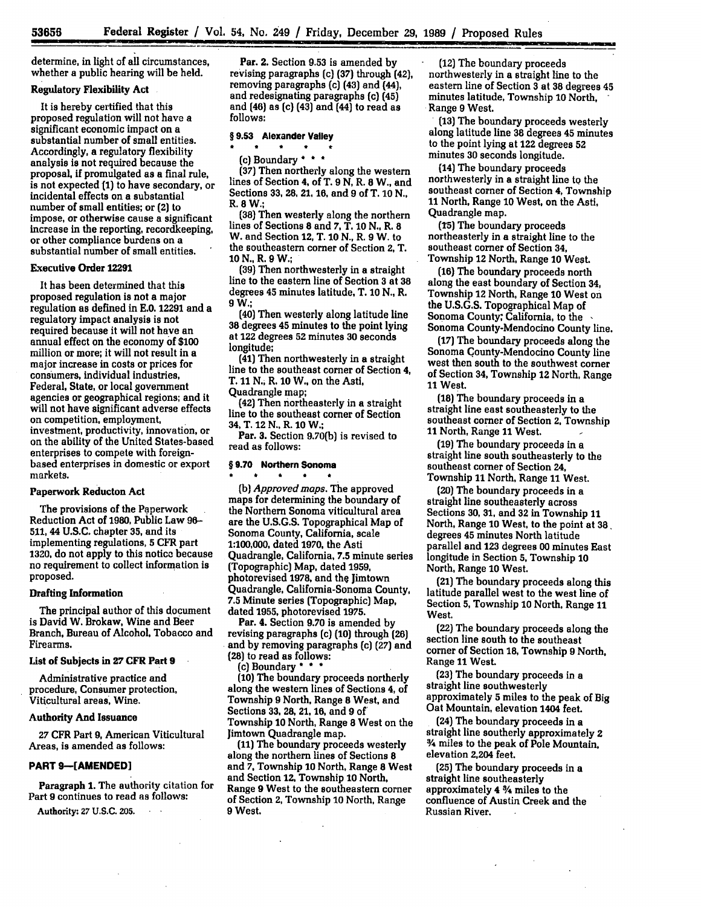determine, in light of all circumstances, whether a public hearing will be held.

### Regulatory Flexibility Act

It is hereby certified that this proposed regulation will not have a significant economic impact on a substantial number of small entities. Accordingly, a regulatory flexibility analysis is not required because the proposal, if promulgated as a final rule, is not expected (1) to have secondary, or incidental effects on a substantial number of small entities; or (2) to impose, or otherwise cause a significant increase in the reporting, recordkeeping, or other compliance burdens on a substantial number of small entities.

### Executive Order 12291

It has been determined that this proposed regulation is not a major regulation as defined in E.O. 12291 and a regulatory impact analysis is not required because it will not have an annual effect on the economy of $100 million or more; it will not result in a major increase in costs or prices for consumers, individual industries, Federal, State, or local government agencies or geographical regions; and it will not have significant adverse effects on competition, employment, investment, productivity, innovation, or on the ability of the United States-based enterprises to compete with foreign-based enterprises in domestic or export markets.

### Paperwork Reducton Act

The provisions of the Paperwork Reduction Act of 1980, Public Law 96-511, 44 U.S.C. chapter 35, and its implementing regulations, 5 CFR part 1320, do not apply to this notice because no requirement to collect information is proposed.

### Drafting Information

The principal author of this document is David W. Brokaw, Wine and Beer Branch, Bureau of Alcohol, Tobacco and Firearms.

### List of Subjects in 27 CFR Part 9

Administrative practice and procedure, Consumer protection, Viticultural areas, Wine.

### Authority And Issuance

27 CFR Part 9, American Viticultural Areas, is amended as follows:

## PART 9—[AMENDED]

**Paragraph 1.** The authority citation for Part 9 continues to read as follows:

Authority: 27 U.S.C. 205.

**Par. 2.** Section 9.53 is amended by revising paragraphs (c) (37) through (42), removing paragraphs (c) (43) and (44), and redesignating paragraphs (c) (45) and (46) as (c) (43) and (44) to read as follows:

### § 9.53 Alexander Valley

\* \* \* \* \*

(c) Boundary \* \* \*

(37) Then northerly along the western lines of Section 4, of T. 9 N, R. 8 W., and Sections 33, 28, 21, 16, and 9 of T. 10 N., R. 8 W.;

(38) Then westerly along the northern lines of Sections 8 and 7, T. 10 N., R. 8 W. and Section 12, T. 10 N., R. 9 W. to the southeastern corner of Section 2, T. 10 N., R. 9 W.;

(39) Then northwesterly in a straight line to the eastern line of Section 3 at 38 degrees 45 minutes latitude, T. 10 N., R. 9 W.;

(40) Then westerly along latitude line 38 degrees 45 minutes to the point lying at 122 degrees 52 minutes 30 seconds longitude;

(41) Then northwesterly in a straight line to the southeast corner of Section 4, T. 11 N., R. 10 W., on the Asti, Quadrangle map;

(42) Then northeasterly in a straight line to the southeast corner of Section 34, T. 12 N., R. 10 W.;

**Par. 3.** Section 9.70(b) is revised to read as follows:

### § 9.70 Northern Sonoma

\* \* \* \* \*

(b) *Approved maps.* The approved maps for determining the boundary of the Northern Sonoma viticultural area are the U.S.G.S. Topographical Map of Sonoma County, California, scale 1:100,000, dated 1970, the Asti Quadrangle, California, 7.5 minute series (Topographic) Map, dated 1959, photorevised 1978, and the Jimtown Quadrangle, California-Sonoma County, 7.5 Minute series (Topographic) Map, dated 1955, photorevised 1975.

**Par. 4.** Section 9.70 is amended by revising paragraphs (c) (10) through (26) and by removing paragraphs (c) (27) and (28) to read as follows:

(c) Boundary \* \* \*

(10) The boundary proceeds northerly along the western lines of Sections 4, of Township 9 North, Range 8 West, and Sections 33, 28, 21, 16, and 9 of Township 10 North, Range 8 West on the Jimtown Quadrangle map.

(11) The boundary proceeds westerly along the northern lines of Sections 8 and 7, Township 10 North, Range 8 West and Section 12, Township 10 North, Range 9 West to the southeastern corner of Section 2, Township 10 North, Range 9 West.

(12) The boundary proceeds northwesterly in a straight line to the eastern line of Section 3 at 38 degrees 45 minutes latitude, Township 10 North, Range 9 West.

(13) The boundary proceeds westerly along latitude line 38 degrees 45 minutes to the point lying at 122 degrees 52 minutes 30 seconds longitude.

(14) The boundary proceeds northwesterly in a straight line to the southeast corner of Section 4, Township 11 North, Range 10 West, on the Asti, Quadrangle map.

(15) The boundary proceeds northeasterly in a straight line to the southeast corner of Section 34, Township 12 North, Range 10 West.

(16) The boundary proceeds north along the east boundary of Section 34, Township 12 North, Range 10 West on the U.S.G.S. Topographical Map of Sonoma County; California, to the Sonoma County-Mendocino County line.

(17) The boundary proceeds along the Sonoma County-Mendocino County line west then south to the southwest corner of Section 34, Township 12 North, Range 11 West.

(18) The boundary proceeds in a straight line east southeasterly to the southeast corner of Section 2, Township 11 North, Range 11 West.

(19) The boundary proceeds in a straight line south southeasterly to the southeast corner of Section 24, Township 11 North, Range 11 West.

(20) The boundary proceeds in a straight line southeasterly across Sections 30, 31, and 32 in Township 11 North, Range 10 West, to the point at 38 degrees 45 minutes North latitude parallel and 123 degrees 00 minutes East longitude in Section 5, Township 10 North, Range 10 West.

(21) The boundary proceeds along this latitude parallel west to the west line of Section 5, Township 10 North, Range 11 West.

(22) The boundary proceeds along the section line south to the southeast corner of Section 18, Township 9 North, Range 11 West.

(23) The boundary proceeds in a straight line southwesterly approximately 5 miles to the peak of Big Oat Mountain, elevation 1404 feet.

(24) The boundary proceeds in a straight line southerly approximately 2 ¾ miles to the peak of Pole Mountain, elevation 2,204 feet.

(25) The boundary proceeds in a straight line southeasterly approximately 4 ¾ miles to the confluence of Austin Creek and the Russian River.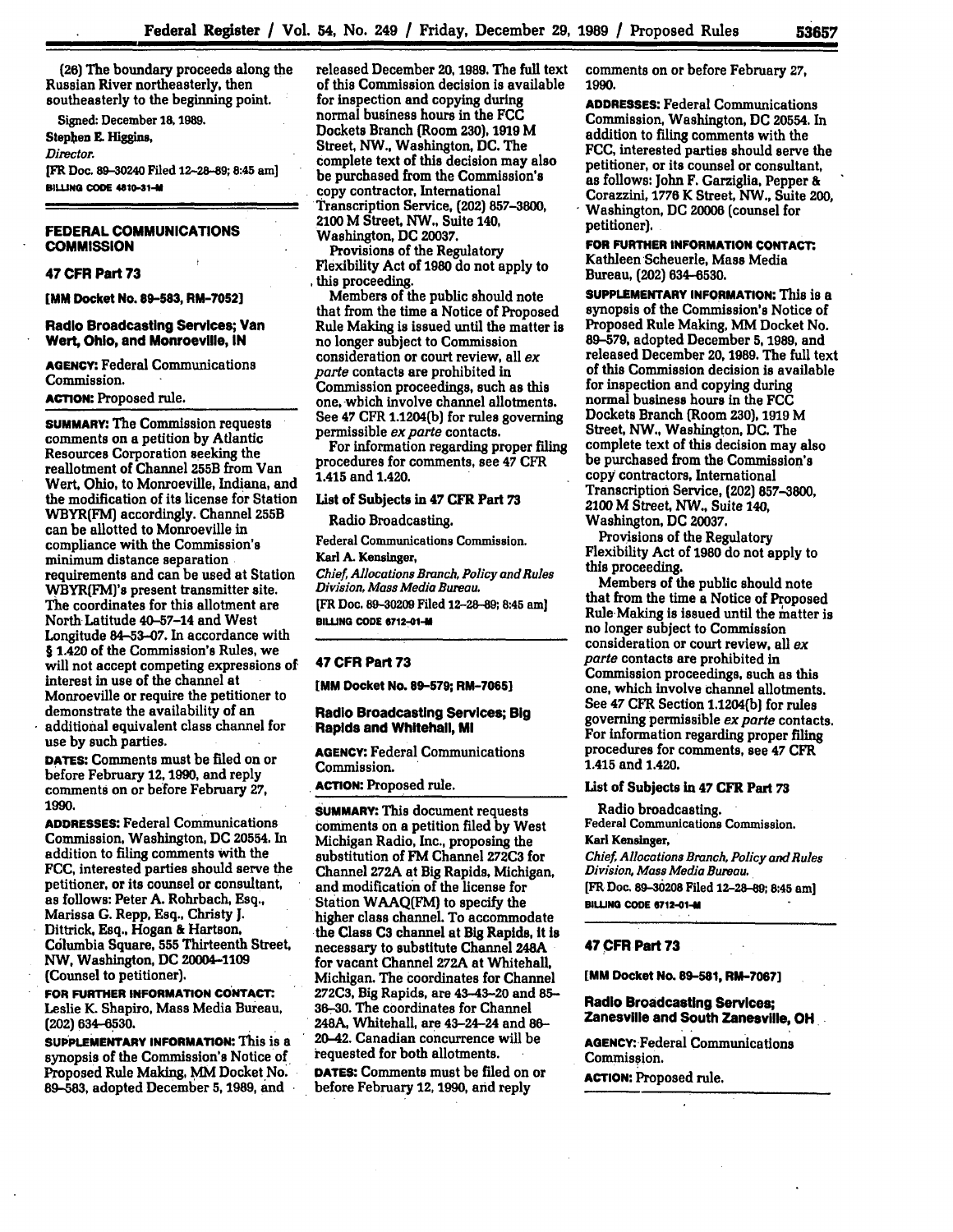(26) The boundary proceeds along the Russian River northeasterly, then southeasterly to the beginning point.

Signed: December 18, 1989.

Stephen E. Higgins,

*Director.*

[FR Doc. 89-30240 Filed 12-28-89; 8:45 am]

BILLING CODE 4810-31-M

## FEDERAL COMMUNICATIONS COMMISSION

### 47 CFR Part 73

[MM Docket No. 89-583, RM-7052]

### Radio Broadcasting Services; Van Wert, Ohio, and Monroeville, IN

**AGENCY:** Federal Communications Commission.

**ACTION:** Proposed rule.

**SUMMARY:** The Commission requests comments on a petition by Atlantic Resources Corporation seeking the reallotment of Channel 255B from Van Wert, Ohio, to Monroeville, Indiana, and the modification of its license for Station WBYR(FM) accordingly. Channel 255B can be allotted to Monroeville in compliance with the Commission's minimum distance separation requirements and can be used at Station WBYR(FM)'s present transmitter site. The coordinates for this allotment are North Latitude 40-57-14 and West Longitude 84-53-07. In accordance with § 1.420 of the Commission's Rules, we will not accept competing expressions of interest in use of the channel at Monroeville or require the petitioner to demonstrate the availability of an additional equivalent class channel for use by such parties.

**DATES:** Comments must be filed on or before February 12, 1990, and reply comments on or before February 27, 1990.

**ADDRESSES:** Federal Communications Commission, Washington, DC 20554. In addition to filing comments with the FCC, interested parties should serve the petitioner, or its counsel or consultant, as follows: Peter A. Rohrbach, Esq., Marissa G. Repp, Esq., Christy J. Dittrick, Esq., Hogan & Hartson, Columbia Square, 555 Thirteenth Street, NW, Washington, DC 20004-1109 (Counsel to petitioner).

**FOR FURTHER INFORMATION CONTACT:** Leslie K. Shapiro, Mass Media Bureau, (202) 634-6530.

**SUPPLEMENTARY INFORMATION:** This is a synopsis of the Commission's Notice of Proposed Rule Making, MM Docket No. 89-583, adopted December 5, 1989, and released December 20, 1989. The full text of this Commission decision is available for inspection and copying during normal business hours in the FCC Dockets Branch (Room 230), 1919 M Street, NW., Washington, DC. The complete text of this decision may also be purchased from the Commission's copy contractor, International Transcription Service, (202) 857-3800, 2100 M Street, NW., Suite 140, Washington, DC 20037.

Provisions of the Regulatory Flexibility Act of 1980 do not apply to this proceeding.

Members of the public should note that from the time a Notice of Proposed Rule Making is issued until the matter is no longer subject to Commission consideration or court review, all *ex parte* contacts are prohibited in Commission proceedings, such as this one, which involve channel allotments. See 47 CFR 1.1204(b) for rules governing permissible *ex parte* contacts.

For information regarding proper filing procedures for comments, see 47 CFR 1.415 and 1.420.

### List of Subjects in 47 CFR Part 73

Radio Broadcasting.

Federal Communications Commission.

Karl A. Kensinger,

*Chief, Allocations Branch, Policy and Rules Division, Mass Media Bureau.*

[FR Doc. 89-30209 Filed 12-28-89; 8:45 am]

BILLING CODE 6712-01-M

### 47 CFR Part 73

[MM Docket No. 89-579; RM-7065]

### Radio Broadcasting Services; Big Rapids and Whitehall, MI

**AGENCY:** Federal Communications Commission.

**ACTION:** Proposed rule.

**SUMMARY:** This document requests comments on a petition filed by West Michigan Radio, Inc., proposing the substitution of FM Channel 272C3 for Channel 272A at Big Rapids, Michigan, and modification of the license for Station WAAQ(FM) to specify the higher class channel. To accommodate the Class C3 channel at Big Rapids, it is necessary to substitute Channel 248A for vacant Channel 272A at Whitehall, Michigan. The coordinates for Channel 272C3, Big Rapids, are 43-43-20 and 85-36-30. The coordinates for Channel 248A, Whitehall, are 43-24-24 and 86-20-42. Canadian concurrence will be requested for both allotments.

**DATES:** Comments must be filed on or before February 12, 1990, and reply comments on or before February 27, 1990.

**ADDRESSES:** Federal Communications Commission, Washington, DC 20554. In addition to filing comments with the FCC, interested parties should serve the petitioner, or its counsel or consultant, as follows: John F. Garziglia, Pepper & Corazzini, 1776 K Street, NW., Suite 200, Washington, DC 20006 (counsel for petitioner).

**FOR FURTHER INFORMATION CONTACT:** Kathleen Scheuerle, Mass Media Bureau, (202) 634-6530.

**SUPPLEMENTARY INFORMATION:** This is a synopsis of the Commission's Notice of Proposed Rule Making, MM Docket No. 89-579, adopted December 5, 1989, and released December 20, 1989. The full text of this Commission decision is available for inspection and copying during normal business hours in the FCC Dockets Branch (Room 230), 1919 M Street, NW., Washington, DC. The complete text of this decision may also be purchased from the Commission's copy contractors, International Transcription Service, (202) 857-3800, 2100 M Street, NW., Suite 140, Washington, DC 20037.

Provisions of the Regulatory Flexibility Act of 1980 do not apply to this proceeding.

Members of the public should note that from the time a Notice of Proposed Rule Making is issued until the matter is no longer subject to Commission consideration or court review, all *ex parte* contacts are prohibited in Commission proceedings, such as this one, which involve channel allotments. See 47 CFR Section 1.1204(b) for rules governing permissible *ex parte* contacts. For information regarding proper filing procedures for comments, see 47 CFR 1.415 and 1.420.

### List of Subjects in 47 CFR Part 73

Radio broadcasting.

Federal Communications Commission.

Karl Kensinger,

*Chief, Allocations Branch, Policy and Rules Division, Mass Media Bureau.*

[FR Doc. 89-30208 Filed 12-28-89; 8:45 am]

BILLING CODE 6712-01-M

### 47 CFR Part 73

[MM Docket No. 89-581, RM-7067]

### Radio Broadcasting Services; Zanesville and South Zanesville, OH

**AGENCY:** Federal Communications Commission.

**ACTION:** Proposed rule.